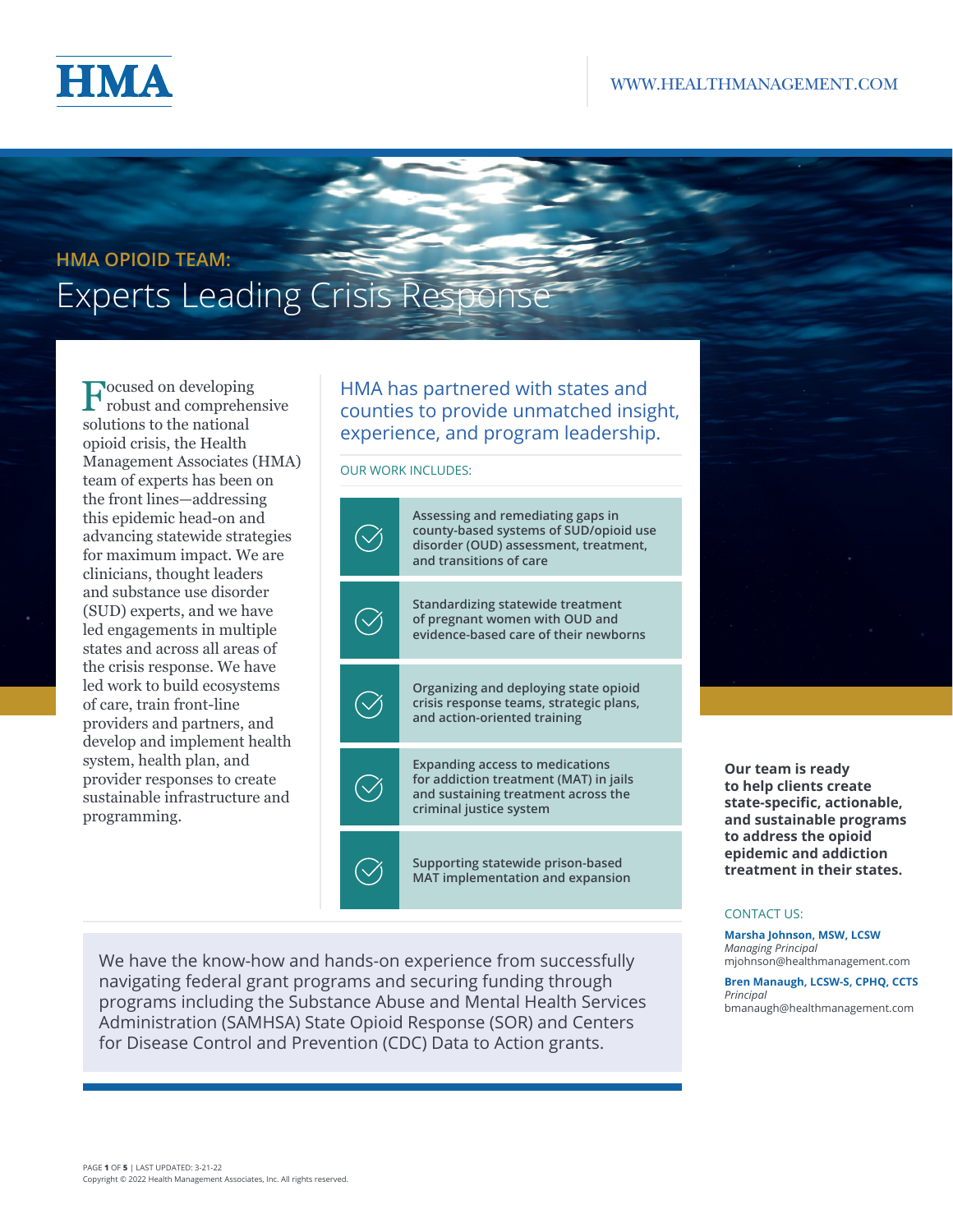HMA

WWW.HEALTHMANAGEMENT.COM

# HMA OPIOID TEAM: Experts Leading Crisis Response

Focused on developing robust and comprehensive solutions to the national opioid crisis, the Health Management Associates (HMA) team of experts has been on the front lines—addressing this epidemic head-on and advancing statewide strategies for maximum impact. We are clinicians, thought leaders and substance use disorder (SUD) experts, and we have led engagements in multiple states and across all areas of the crisis response. We have led work to build ecosystems of care, train front-line providers and partners, and develop and implement health system, health plan, and provider responses to create sustainable infrastructure and programming.

## HMA has partnered with states and counties to provide unmatched insight, experience, and program leadership.

OUR WORK INCLUDES:

- Assessing and remediating gaps in county-based systems of SUD/opioid use disorder (OUD) assessment, treatment, and transitions of care
- Standardizing statewide treatment of pregnant women with OUD and evidence-based care of their newborns
- Organizing and deploying state opioid crisis response teams, strategic plans, and action-oriented training
- Expanding access to medications for addiction treatment (MAT) in jails and sustaining treatment across the criminal justice system
- Supporting statewide prison-based MAT implementation and expansion

We have the know-how and hands-on experience from successfully navigating federal grant programs and securing funding through programs including the Substance Abuse and Mental Health Services Administration (SAMHSA) State Opioid Response (SOR) and Centers for Disease Control and Prevention (CDC) Data to Action grants.

**Our team is ready to help clients create state-specific, actionable, and sustainable programs to address the opioid epidemic and addiction treatment in their states.**

CONTACT US:

**Marsha Johnson, MSW, LCSW**
*Managing Principal*
mjohnson@healthmanagement.com

**Bren Manaugh, LCSW-S, CPHQ, CCTS**
*Principal*
bmanaugh@healthmanagement.com

LAST UPDATED: 3-21-22
Copyright © 2022 Health Management Associates, Inc. All rights reserved.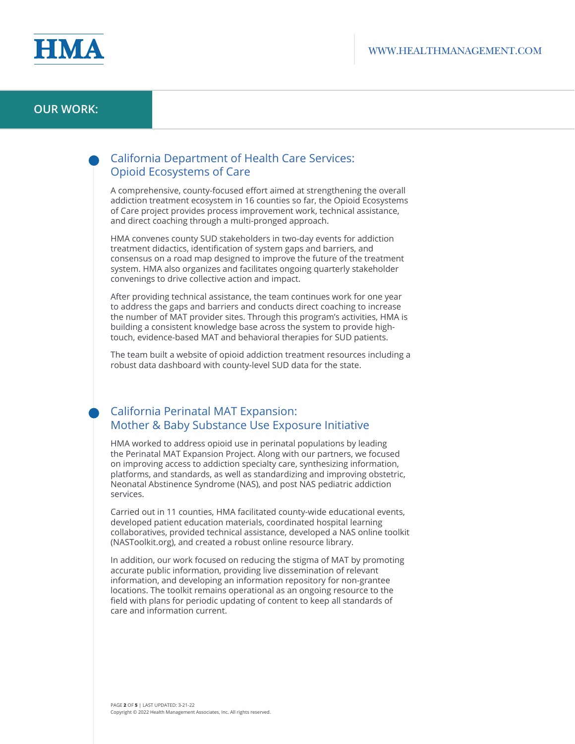## OUR WORK:

### California Department of Health Care Services: Opioid Ecosystems of Care

A comprehensive, county-focused effort aimed at strengthening the overall addiction treatment ecosystem in 16 counties so far, the Opioid Ecosystems of Care project provides process improvement work, technical assistance, and direct coaching through a multi-pronged approach.

HMA convenes county SUD stakeholders in two-day events for addiction treatment didactics, identification of system gaps and barriers, and consensus on a road map designed to improve the future of the treatment system. HMA also organizes and facilitates ongoing quarterly stakeholder convenings to drive collective action and impact.

After providing technical assistance, the team continues work for one year to address the gaps and barriers and conducts direct coaching to increase the number of MAT provider sites. Through this program's activities, HMA is building a consistent knowledge base across the system to provide high-touch, evidence-based MAT and behavioral therapies for SUD patients.

The team built a website of opioid addiction treatment resources including a robust data dashboard with county-level SUD data for the state.

### California Perinatal MAT Expansion: Mother & Baby Substance Use Exposure Initiative

HMA worked to address opioid use in perinatal populations by leading the Perinatal MAT Expansion Project. Along with our partners, we focused on improving access to addiction specialty care, synthesizing information, platforms, and standards, as well as standardizing and improving obstetric, Neonatal Abstinence Syndrome (NAS), and post NAS pediatric addiction services.

Carried out in 11 counties, HMA facilitated county-wide educational events, developed patient education materials, coordinated hospital learning collaboratives, provided technical assistance, developed a NAS online toolkit (NASToolkit.org), and created a robust online resource library.

In addition, our work focused on reducing the stigma of MAT by promoting accurate public information, providing live dissemination of relevant information, and developing an information repository for non-grantee locations. The toolkit remains operational as an ongoing resource to the field with plans for periodic updating of content to keep all standards of care and information current.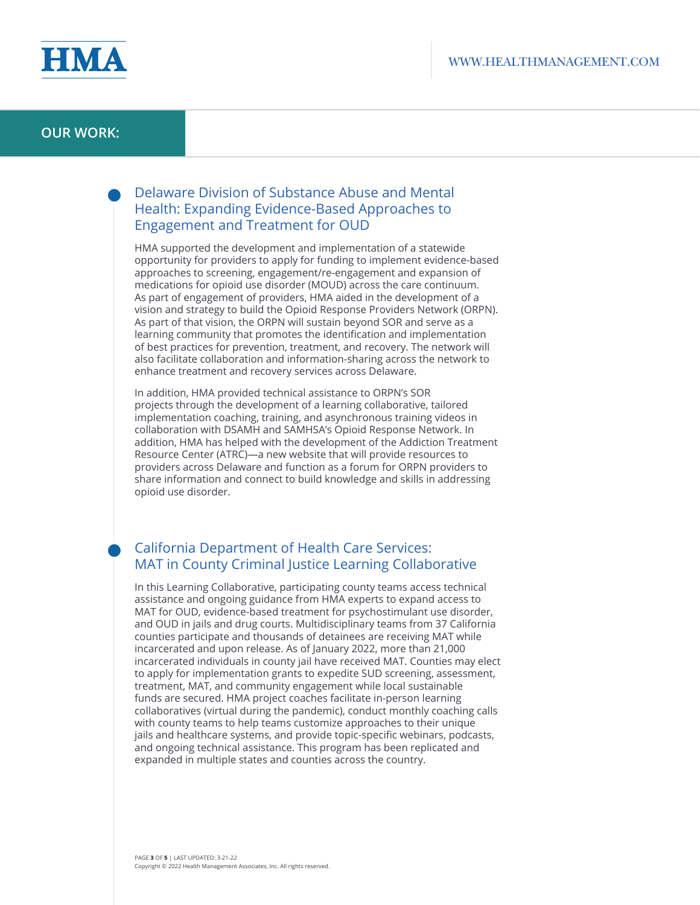## OUR WORK:

### Delaware Division of Substance Abuse and Mental Health: Expanding Evidence-Based Approaches to Engagement and Treatment for OUD

HMA supported the development and implementation of a statewide opportunity for providers to apply for funding to implement evidence-based approaches to screening, engagement/re-engagement and expansion of medications for opioid use disorder (MOUD) across the care continuum. As part of engagement of providers, HMA aided in the development of a vision and strategy to build the Opioid Response Providers Network (ORPN). As part of that vision, the ORPN will sustain beyond SOR and serve as a learning community that promotes the identification and implementation of best practices for prevention, treatment, and recovery. The network will also facilitate collaboration and information-sharing across the network to enhance treatment and recovery services across Delaware.

In addition, HMA provided technical assistance to ORPN's SOR projects through the development of a learning collaborative, tailored implementation coaching, training, and asynchronous training videos in collaboration with DSAMH and SAMHSA's Opioid Response Network. In addition, HMA has helped with the development of the Addiction Treatment Resource Center (ATRC)—a new website that will provide resources to providers across Delaware and function as a forum for ORPN providers to share information and connect to build knowledge and skills in addressing opioid use disorder.

### California Department of Health Care Services: MAT in County Criminal Justice Learning Collaborative

In this Learning Collaborative, participating county teams access technical assistance and ongoing guidance from HMA experts to expand access to MAT for OUD, evidence-based treatment for psychostimulant use disorder, and OUD in jails and drug courts. Multidisciplinary teams from 37 California counties participate and thousands of detainees are receiving MAT while incarcerated and upon release. As of January 2022, more than 21,000 incarcerated individuals in county jail have received MAT. Counties may elect to apply for implementation grants to expedite SUD screening, assessment, treatment, MAT, and community engagement while local sustainable funds are secured. HMA project coaches facilitate in-person learning collaboratives (virtual during the pandemic), conduct monthly coaching calls with county teams to help teams customize approaches to their unique jails and healthcare systems, and provide topic-specific webinars, podcasts, and ongoing technical assistance. This program has been replicated and expanded in multiple states and counties across the country.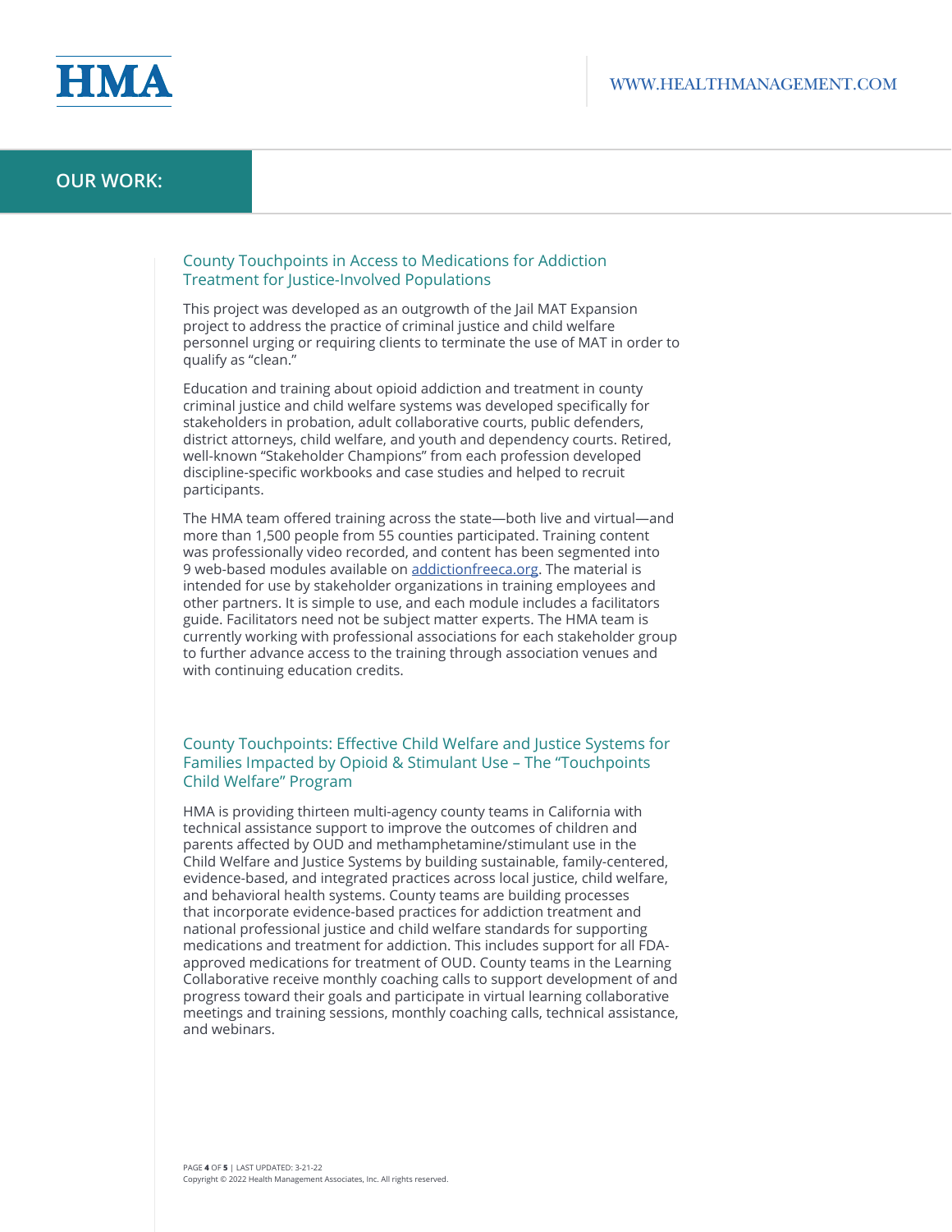## OUR WORK:

### County Touchpoints in Access to Medications for Addiction Treatment for Justice-Involved Populations

This project was developed as an outgrowth of the Jail MAT Expansion project to address the practice of criminal justice and child welfare personnel urging or requiring clients to terminate the use of MAT in order to qualify as "clean."

Education and training about opioid addiction and treatment in county criminal justice and child welfare systems was developed specifically for stakeholders in probation, adult collaborative courts, public defenders, district attorneys, child welfare, and youth and dependency courts. Retired, well-known "Stakeholder Champions" from each profession developed discipline-specific workbooks and case studies and helped to recruit participants.

The HMA team offered training across the state—both live and virtual—and more than 1,500 people from 55 counties participated. Training content was professionally video recorded, and content has been segmented into 9 web-based modules available on [addictionfreeca.org](addictionfreeca.org). The material is intended for use by stakeholder organizations in training employees and other partners. It is simple to use, and each module includes a facilitators guide. Facilitators need not be subject matter experts. The HMA team is currently working with professional associations for each stakeholder group to further advance access to the training through association venues and with continuing education credits.

### County Touchpoints: Effective Child Welfare and Justice Systems for Families Impacted by Opioid & Stimulant Use – The "Touchpoints Child Welfare" Program

HMA is providing thirteen multi-agency county teams in California with technical assistance support to improve the outcomes of children and parents affected by OUD and methamphetamine/stimulant use in the Child Welfare and Justice Systems by building sustainable, family-centered, evidence-based, and integrated practices across local justice, child welfare, and behavioral health systems. County teams are building processes that incorporate evidence-based practices for addiction treatment and national professional justice and child welfare standards for supporting medications and treatment for addiction. This includes support for all FDA-approved medications for treatment of OUD. County teams in the Learning Collaborative receive monthly coaching calls to support development of and progress toward their goals and participate in virtual learning collaborative meetings and training sessions, monthly coaching calls, technical assistance, and webinars.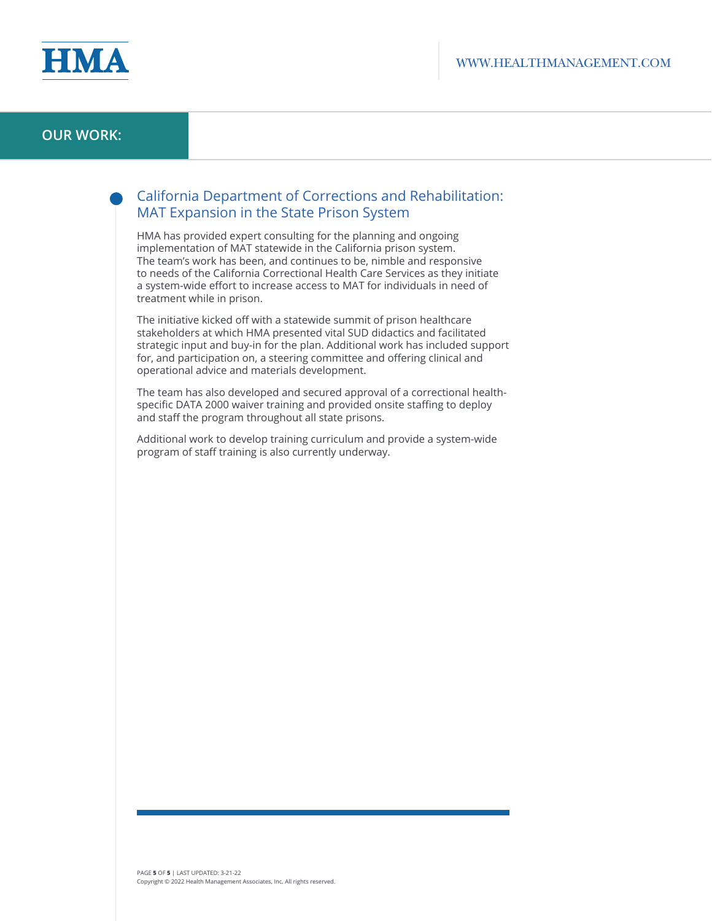## OUR WORK:

### California Department of Corrections and Rehabilitation: MAT Expansion in the State Prison System

HMA has provided expert consulting for the planning and ongoing implementation of MAT statewide in the California prison system. The team's work has been, and continues to be, nimble and responsive to needs of the California Correctional Health Care Services as they initiate a system-wide effort to increase access to MAT for individuals in need of treatment while in prison.

The initiative kicked off with a statewide summit of prison healthcare stakeholders at which HMA presented vital SUD didactics and facilitated strategic input and buy-in for the plan. Additional work has included support for, and participation on, a steering committee and offering clinical and operational advice and materials development.

The team has also developed and secured approval of a correctional health-specific DATA 2000 waiver training and provided onsite staffing to deploy and staff the program throughout all state prisons.

Additional work to develop training curriculum and provide a system-wide program of staff training is also currently underway.

LAST UPDATED: 3-21-22
Copyright © 2022 Health Management Associates, Inc. All rights reserved.